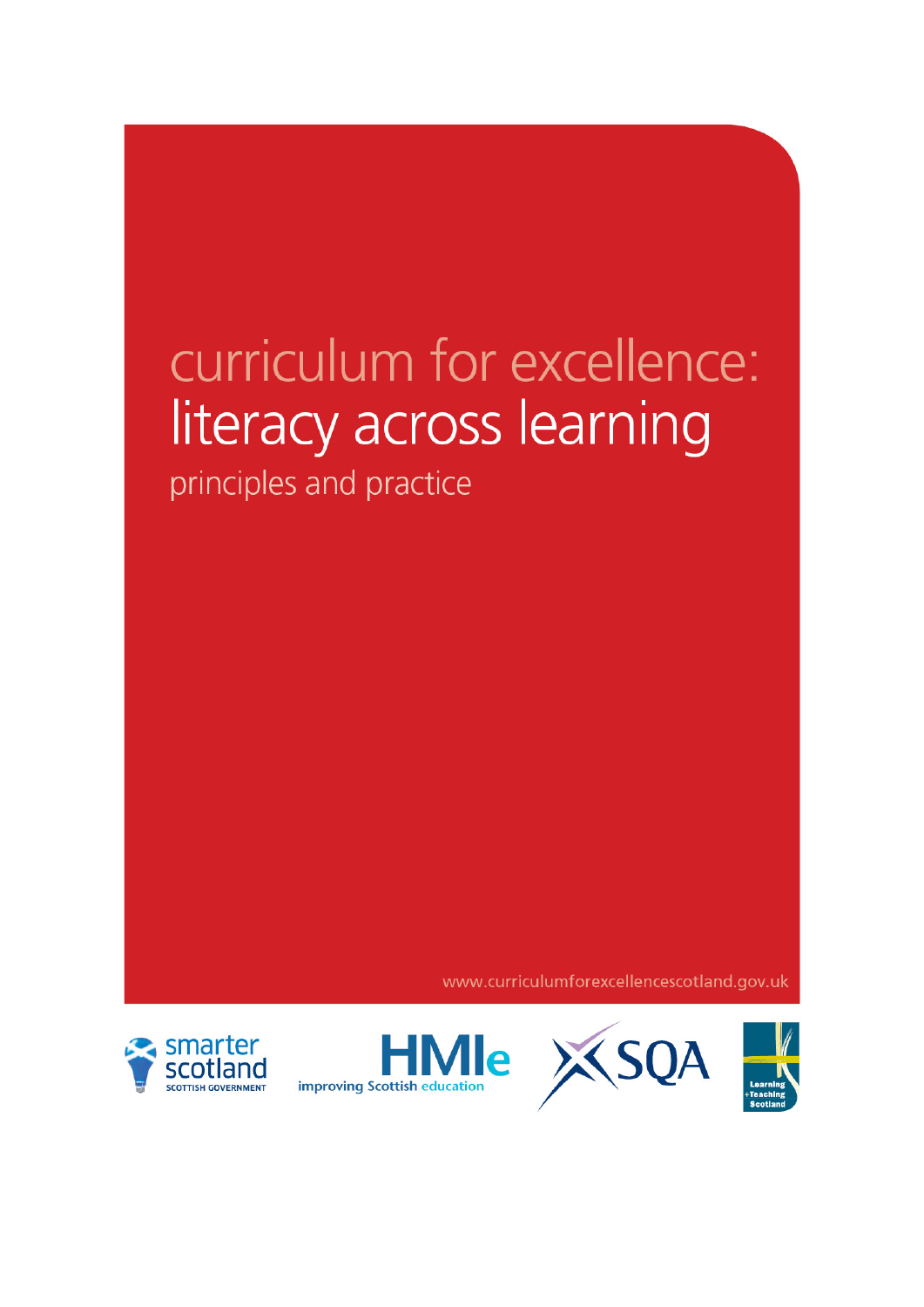# curriculum for excellence: literacy across learning

## principles and practice

www.curriculumforexcellencescotland.gov.uk

smarter scotland
SCOTTISH GOVERNMENT

HMIe
improving Scottish education

SQA

Learning +Teaching Scotland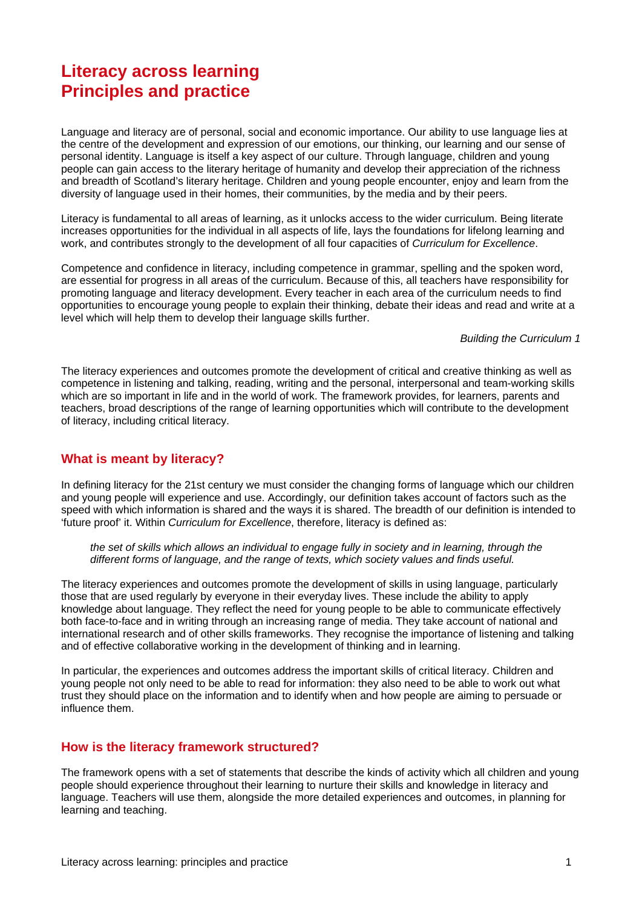# Literacy across learning
# Principles and practice

Language and literacy are of personal, social and economic importance. Our ability to use language lies at the centre of the development and expression of our emotions, our thinking, our learning and our sense of personal identity. Language is itself a key aspect of our culture. Through language, children and young people can gain access to the literary heritage of humanity and develop their appreciation of the richness and breadth of Scotland's literary heritage. Children and young people encounter, enjoy and learn from the diversity of language used in their homes, their communities, by the media and by their peers.

Literacy is fundamental to all areas of learning, as it unlocks access to the wider curriculum. Being literate increases opportunities for the individual in all aspects of life, lays the foundations for lifelong learning and work, and contributes strongly to the development of all four capacities of *Curriculum for Excellence*.

Competence and confidence in literacy, including competence in grammar, spelling and the spoken word, are essential for progress in all areas of the curriculum. Because of this, all teachers have responsibility for promoting language and literacy development. Every teacher in each area of the curriculum needs to find opportunities to encourage young people to explain their thinking, debate their ideas and read and write at a level which will help them to develop their language skills further.

*Building the Curriculum 1*

The literacy experiences and outcomes promote the development of critical and creative thinking as well as competence in listening and talking, reading, writing and the personal, interpersonal and team-working skills which are so important in life and in the world of work. The framework provides, for learners, parents and teachers, broad descriptions of the range of learning opportunities which will contribute to the development of literacy, including critical literacy.

## What is meant by literacy?

In defining literacy for the 21st century we must consider the changing forms of language which our children and young people will experience and use. Accordingly, our definition takes account of factors such as the speed with which information is shared and the ways it is shared. The breadth of our definition is intended to 'future proof' it. Within *Curriculum for Excellence*, therefore, literacy is defined as:

> *the set of skills which allows an individual to engage fully in society and in learning, through the different forms of language, and the range of texts, which society values and finds useful.*

The literacy experiences and outcomes promote the development of skills in using language, particularly those that are used regularly by everyone in their everyday lives. These include the ability to apply knowledge about language. They reflect the need for young people to be able to communicate effectively both face-to-face and in writing through an increasing range of media. They take account of national and international research and of other skills frameworks. They recognise the importance of listening and talking and of effective collaborative working in the development of thinking and in learning.

In particular, the experiences and outcomes address the important skills of critical literacy. Children and young people not only need to be able to read for information: they also need to be able to work out what trust they should place on the information and to identify when and how people are aiming to persuade or influence them.

## How is the literacy framework structured?

The framework opens with a set of statements that describe the kinds of activity which all children and young people should experience throughout their learning to nurture their skills and knowledge in literacy and language. Teachers will use them, alongside the more detailed experiences and outcomes, in planning for learning and teaching.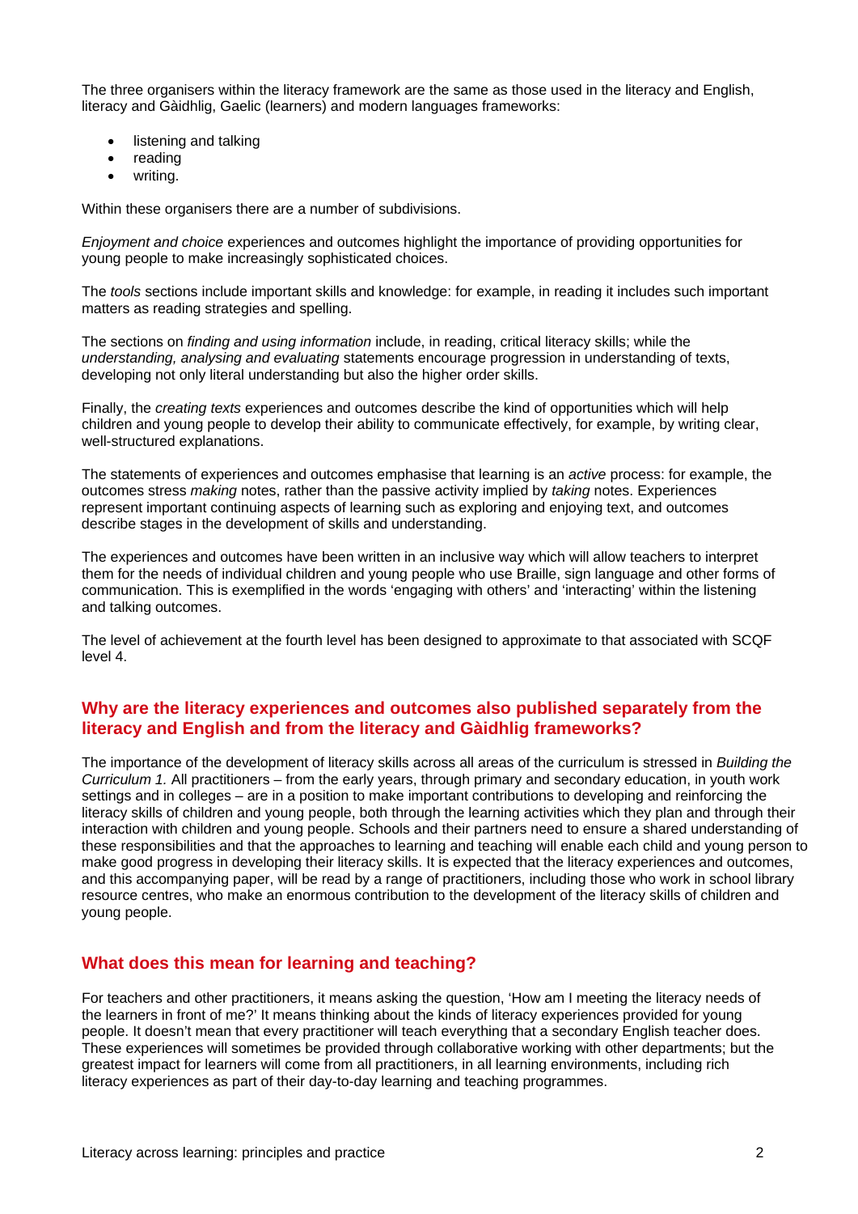The three organisers within the literacy framework are the same as those used in the literacy and English, literacy and Gàidhlig, Gaelic (learners) and modern languages frameworks:

- listening and talking
- reading
- writing.

Within these organisers there are a number of subdivisions.

*Enjoyment and choice* experiences and outcomes highlight the importance of providing opportunities for young people to make increasingly sophisticated choices.

The *tools* sections include important skills and knowledge: for example, in reading it includes such important matters as reading strategies and spelling.

The sections on *finding and using information* include, in reading, critical literacy skills; while the *understanding, analysing and evaluating* statements encourage progression in understanding of texts, developing not only literal understanding but also the higher order skills.

Finally, the *creating texts* experiences and outcomes describe the kind of opportunities which will help children and young people to develop their ability to communicate effectively, for example, by writing clear, well-structured explanations.

The statements of experiences and outcomes emphasise that learning is an *active* process: for example, the outcomes stress *making* notes, rather than the passive activity implied by *taking* notes. Experiences represent important continuing aspects of learning such as exploring and enjoying text, and outcomes describe stages in the development of skills and understanding.

The experiences and outcomes have been written in an inclusive way which will allow teachers to interpret them for the needs of individual children and young people who use Braille, sign language and other forms of communication. This is exemplified in the words 'engaging with others' and 'interacting' within the listening and talking outcomes.

The level of achievement at the fourth level has been designed to approximate to that associated with SCQF level 4.

## Why are the literacy experiences and outcomes also published separately from the literacy and English and from the literacy and Gàidhlig frameworks?

The importance of the development of literacy skills across all areas of the curriculum is stressed in *Building the Curriculum 1.* All practitioners – from the early years, through primary and secondary education, in youth work settings and in colleges – are in a position to make important contributions to developing and reinforcing the literacy skills of children and young people, both through the learning activities which they plan and through their interaction with children and young people. Schools and their partners need to ensure a shared understanding of these responsibilities and that the approaches to learning and teaching will enable each child and young person to make good progress in developing their literacy skills. It is expected that the literacy experiences and outcomes, and this accompanying paper, will be read by a range of practitioners, including those who work in school library resource centres, who make an enormous contribution to the development of the literacy skills of children and young people.

## What does this mean for learning and teaching?

For teachers and other practitioners, it means asking the question, 'How am I meeting the literacy needs of the learners in front of me?' It means thinking about the kinds of literacy experiences provided for young people. It doesn't mean that every practitioner will teach everything that a secondary English teacher does. These experiences will sometimes be provided through collaborative working with other departments; but the greatest impact for learners will come from all practitioners, in all learning environments, including rich literacy experiences as part of their day-to-day learning and teaching programmes.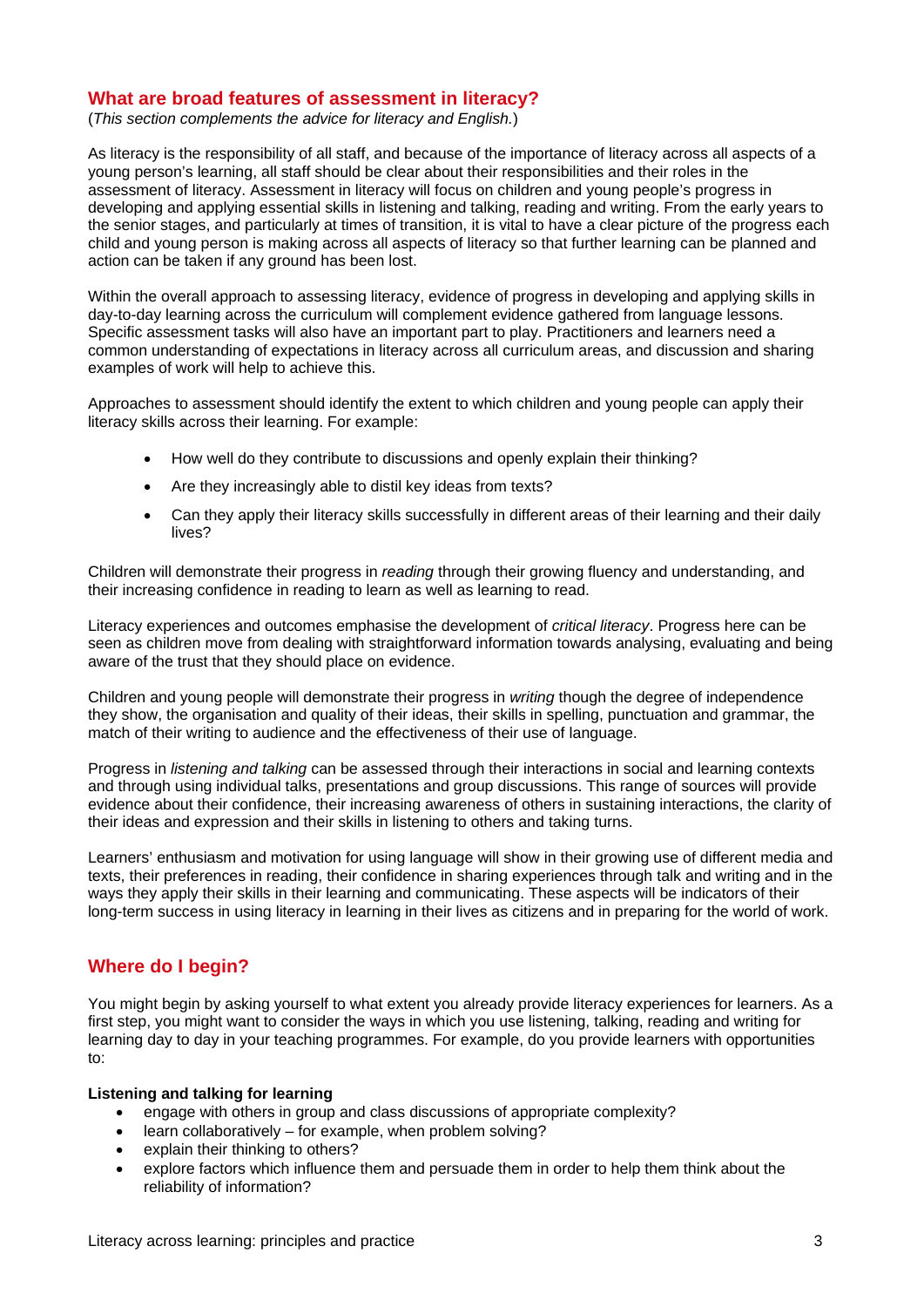## What are broad features of assessment in literacy?

(*This section complements the advice for literacy and English.*)

As literacy is the responsibility of all staff, and because of the importance of literacy across all aspects of a young person's learning, all staff should be clear about their responsibilities and their roles in the assessment of literacy. Assessment in literacy will focus on children and young people's progress in developing and applying essential skills in listening and talking, reading and writing. From the early years to the senior stages, and particularly at times of transition, it is vital to have a clear picture of the progress each child and young person is making across all aspects of literacy so that further learning can be planned and action can be taken if any ground has been lost.

Within the overall approach to assessing literacy, evidence of progress in developing and applying skills in day-to-day learning across the curriculum will complement evidence gathered from language lessons. Specific assessment tasks will also have an important part to play. Practitioners and learners need a common understanding of expectations in literacy across all curriculum areas, and discussion and sharing examples of work will help to achieve this.

Approaches to assessment should identify the extent to which children and young people can apply their literacy skills across their learning. For example:

- How well do they contribute to discussions and openly explain their thinking?
- Are they increasingly able to distil key ideas from texts?
- Can they apply their literacy skills successfully in different areas of their learning and their daily lives?

Children will demonstrate their progress in *reading* through their growing fluency and understanding, and their increasing confidence in reading to learn as well as learning to read.

Literacy experiences and outcomes emphasise the development of *critical literacy*. Progress here can be seen as children move from dealing with straightforward information towards analysing, evaluating and being aware of the trust that they should place on evidence.

Children and young people will demonstrate their progress in *writing* though the degree of independence they show, the organisation and quality of their ideas, their skills in spelling, punctuation and grammar, the match of their writing to audience and the effectiveness of their use of language.

Progress in *listening and talking* can be assessed through their interactions in social and learning contexts and through using individual talks, presentations and group discussions. This range of sources will provide evidence about their confidence, their increasing awareness of others in sustaining interactions, the clarity of their ideas and expression and their skills in listening to others and taking turns.

Learners' enthusiasm and motivation for using language will show in their growing use of different media and texts, their preferences in reading, their confidence in sharing experiences through talk and writing and in the ways they apply their skills in their learning and communicating. These aspects will be indicators of their long-term success in using literacy in learning in their lives as citizens and in preparing for the world of work.

## Where do I begin?

You might begin by asking yourself to what extent you already provide literacy experiences for learners. As a first step, you might want to consider the ways in which you use listening, talking, reading and writing for learning day to day in your teaching programmes. For example, do you provide learners with opportunities to:

**Listening and talking for learning**

- engage with others in group and class discussions of appropriate complexity?
- learn collaboratively – for example, when problem solving?
- explain their thinking to others?
- explore factors which influence them and persuade them in order to help them think about the reliability of information?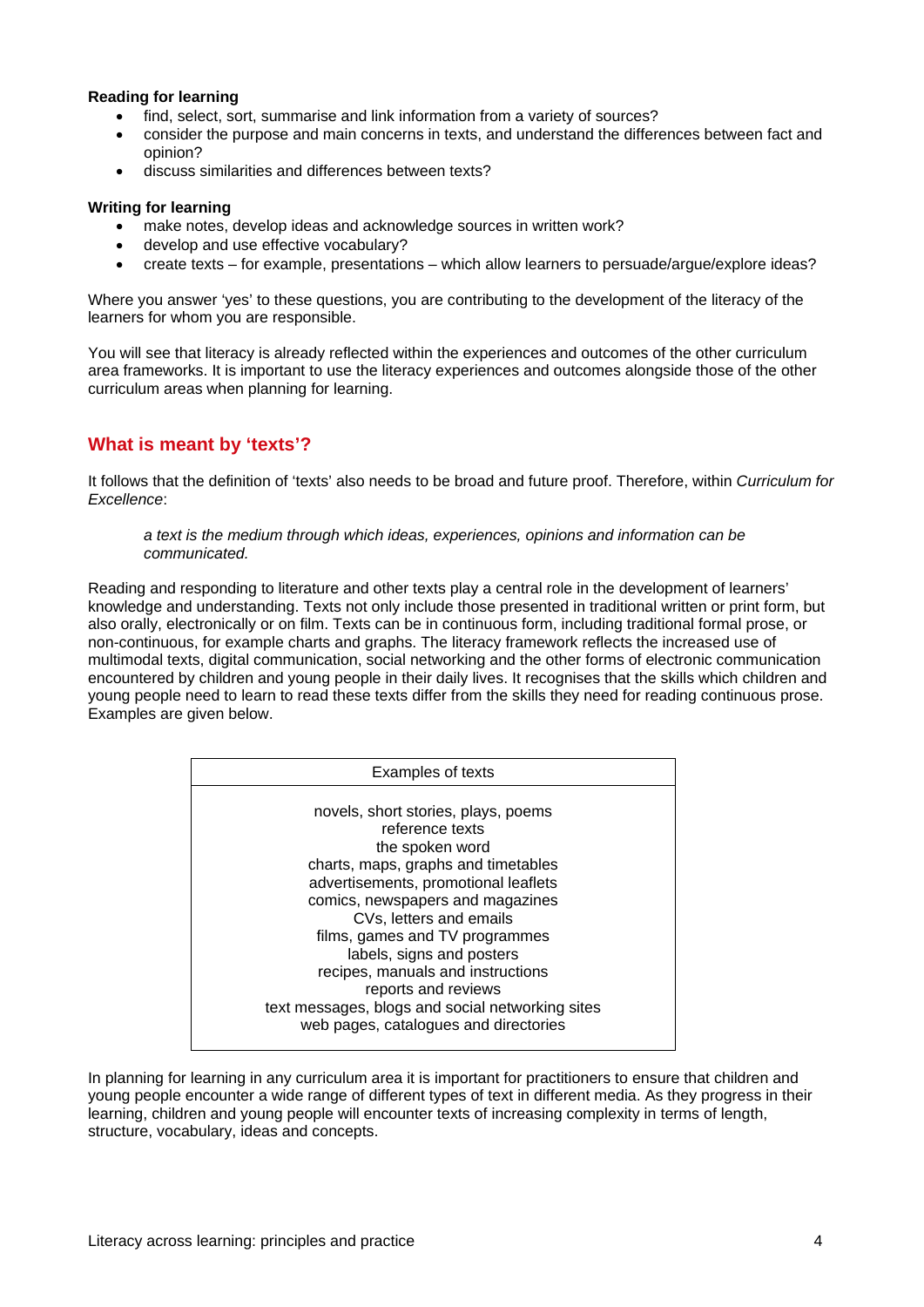**Reading for learning**

- find, select, sort, summarise and link information from a variety of sources?
- consider the purpose and main concerns in texts, and understand the differences between fact and opinion?
- discuss similarities and differences between texts?

**Writing for learning**

- make notes, develop ideas and acknowledge sources in written work?
- develop and use effective vocabulary?
- create texts – for example, presentations – which allow learners to persuade/argue/explore ideas?

Where you answer 'yes' to these questions, you are contributing to the development of the literacy of the learners for whom you are responsible.

You will see that literacy is already reflected within the experiences and outcomes of the other curriculum area frameworks. It is important to use the literacy experiences and outcomes alongside those of the other curriculum areas when planning for learning.

## What is meant by 'texts'?

It follows that the definition of 'texts' also needs to be broad and future proof. Therefore, within *Curriculum for Excellence*:

> *a text is the medium through which ideas, experiences, opinions and information can be communicated.*

Reading and responding to literature and other texts play a central role in the development of learners' knowledge and understanding. Texts not only include those presented in traditional written or print form, but also orally, electronically or on film. Texts can be in continuous form, including traditional formal prose, or non-continuous, for example charts and graphs. The literacy framework reflects the increased use of multimodal texts, digital communication, social networking and the other forms of electronic communication encountered by children and young people in their daily lives. It recognises that the skills which children and young people need to learn to read these texts differ from the skills they need for reading continuous prose. Examples are given below.

| Examples of texts |
|---|
| novels, short stories, plays, poems<br>reference texts<br>the spoken word<br>charts, maps, graphs and timetables<br>advertisements, promotional leaflets<br>comics, newspapers and magazines<br>CVs, letters and emails<br>films, games and TV programmes<br>labels, signs and posters<br>recipes, manuals and instructions<br>reports and reviews<br>text messages, blogs and social networking sites<br>web pages, catalogues and directories |

In planning for learning in any curriculum area it is important for practitioners to ensure that children and young people encounter a wide range of different types of text in different media. As they progress in their learning, children and young people will encounter texts of increasing complexity in terms of length, structure, vocabulary, ideas and concepts.